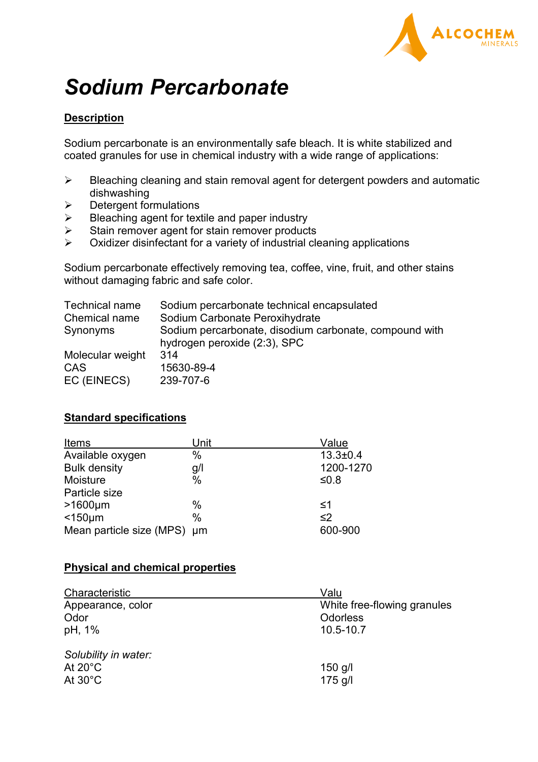# *Sodium Percarbonate*

## Description

Sodium percarbonate is an environmentally safe bleach. It is white stabilized and coated granules for use in chemical industry with a wide range of applications:

- Bleaching cleaning and stain removal agent for detergent powders and automatic dishwashing
- Detergent formulations
- Bleaching agent for textile and paper industry
- Stain remover agent for stain remover products
- Oxidizer disinfectant for a variety of industrial cleaning applications

Sodium percarbonate effectively removing tea, coffee, vine, fruit, and other stains without damaging fabric and safe color.

| | |
|---|---|
| Technical name | Sodium percarbonate technical encapsulated |
| Chemical name | Sodium Carbonate Peroxihydrate |
| Synonyms | Sodium percarbonate, disodium carbonate, compound with hydrogen peroxide (2:3), SPC |
| Molecular weight | 314 |
| CAS | 15630-89-4 |
| EC (EINECS) | 239-707-6 |

## Standard specifications

| Items | Unit | Value |
|---|---|---|
| Available oxygen | % | 13.3±0.4 |
| Bulk density | g/l | 1200-1270 |
| Moisture | % | ≤0.8 |
| Particle size | | |
| >1600µm | % | ≤1 |
| <150µm | % | ≤2 |
| Mean particle size (MPS) | µm | 600-900 |

## Physical and chemical properties

| Characteristic | Valu |
|---|---|
| Appearance, color | White free-flowing granules |
| Odor | Odorless |
| pH, 1% | 10.5-10.7 |
| *Solubility in water:* | |
| At 20°C | 150 g/l |
| At 30°C | 175 g/l |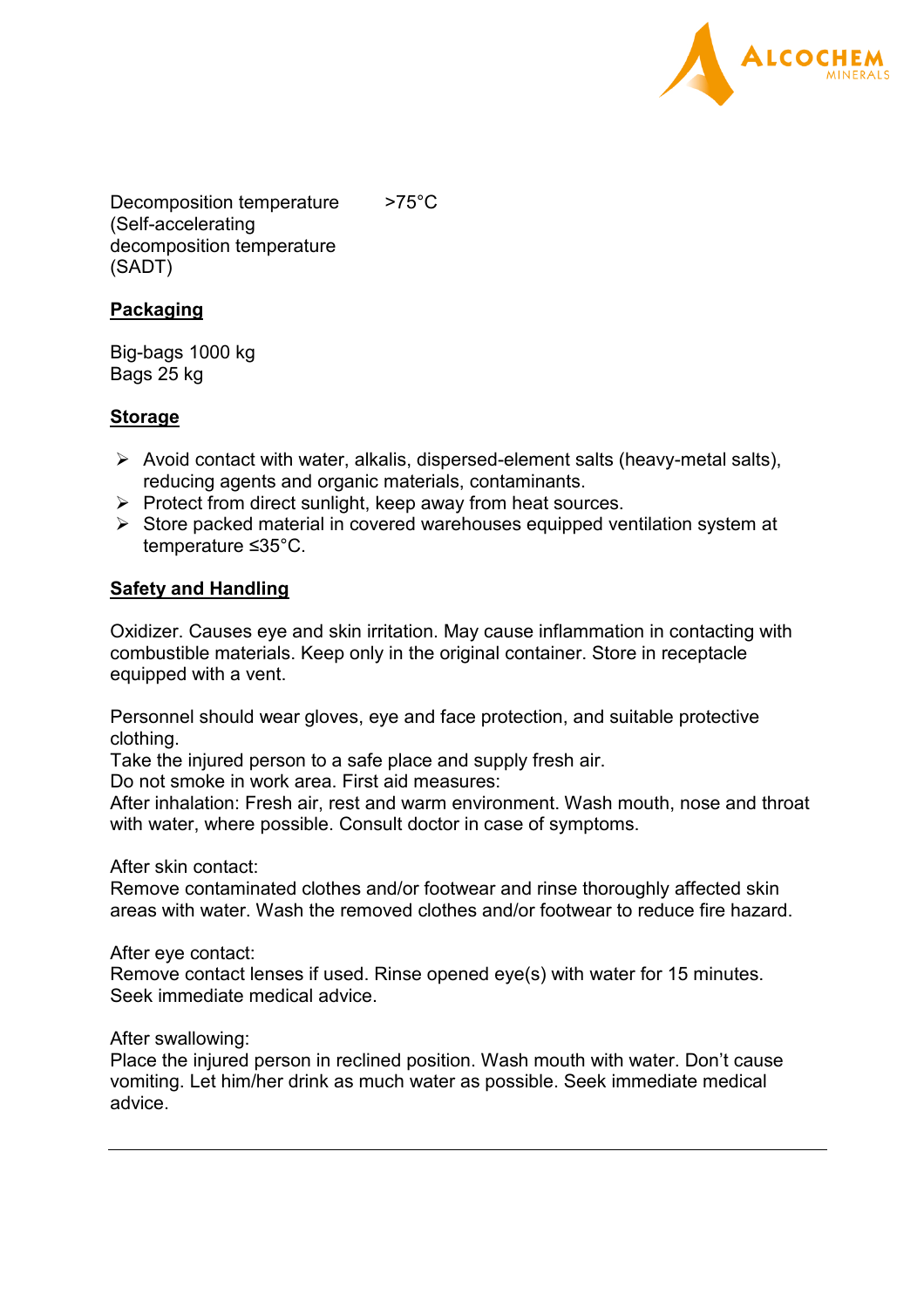| | |
|---|---|
| Decomposition temperature (Self-accelerating decomposition temperature (SADT) | >75°C |

**Packaging**

Big-bags 1000 kg
Bags 25 kg

**Storage**

- Avoid contact with water, alkalis, dispersed-element salts (heavy-metal salts), reducing agents and organic materials, contaminants.
- Protect from direct sunlight, keep away from heat sources.
- Store packed material in covered warehouses equipped ventilation system at temperature ≤35°C.

**Safety and Handling**

Oxidizer. Causes eye and skin irritation. May cause inflammation in contacting with combustible materials. Keep only in the original container. Store in receptacle equipped with a vent.

Personnel should wear gloves, eye and face protection, and suitable protective clothing.
Take the injured person to a safe place and supply fresh air.
Do not smoke in work area. First aid measures:
After inhalation: Fresh air, rest and warm environment. Wash mouth, nose and throat with water, where possible. Consult doctor in case of symptoms.

After skin contact:
Remove contaminated clothes and/or footwear and rinse thoroughly affected skin areas with water. Wash the removed clothes and/or footwear to reduce fire hazard.

After eye contact:
Remove contact lenses if used. Rinse opened eye(s) with water for 15 minutes. Seek immediate medical advice.

After swallowing:
Place the injured person in reclined position. Wash mouth with water. Don't cause vomiting. Let him/her drink as much water as possible. Seek immediate medical advice.